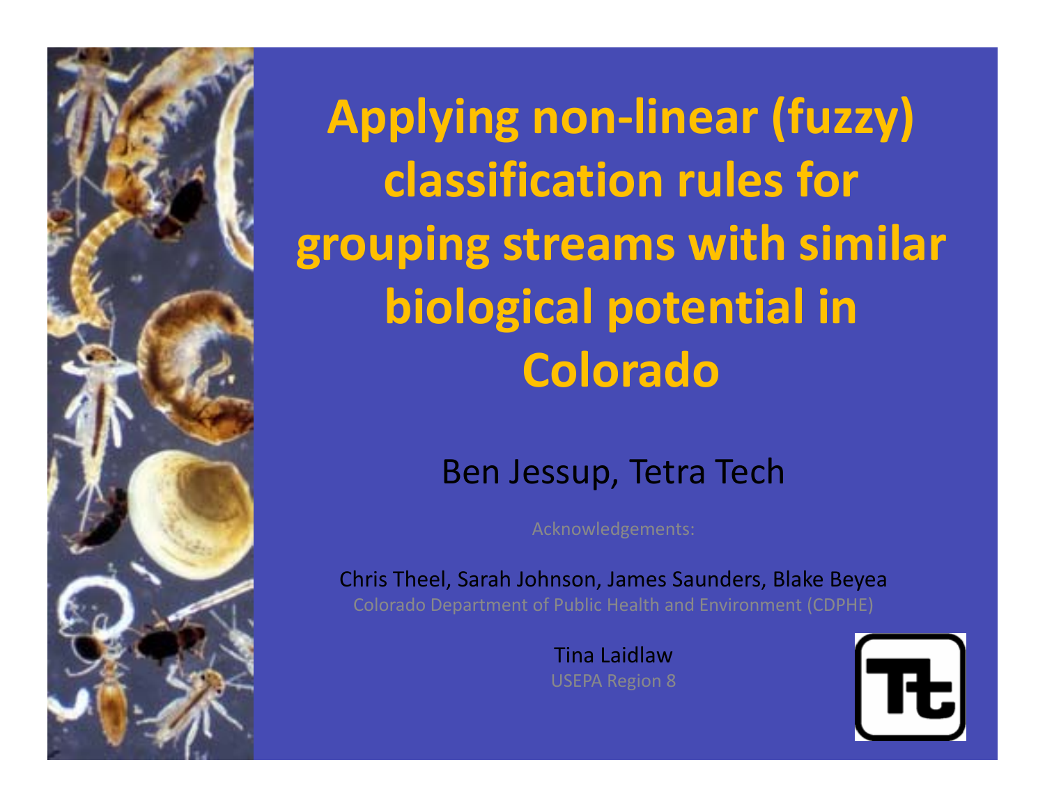# Applying non-linear (fuzzy) classification rules for grouping streams with similar biological potential in Colorado

Ben Jessup, Tetra Tech

Acknowledgements:

Chris Theel, Sarah Johnson, James Saunders, Blake Beyea

Colorado Department of Public Health and Environment (CDPHE)

Tina Laidlaw

USEPA Region 8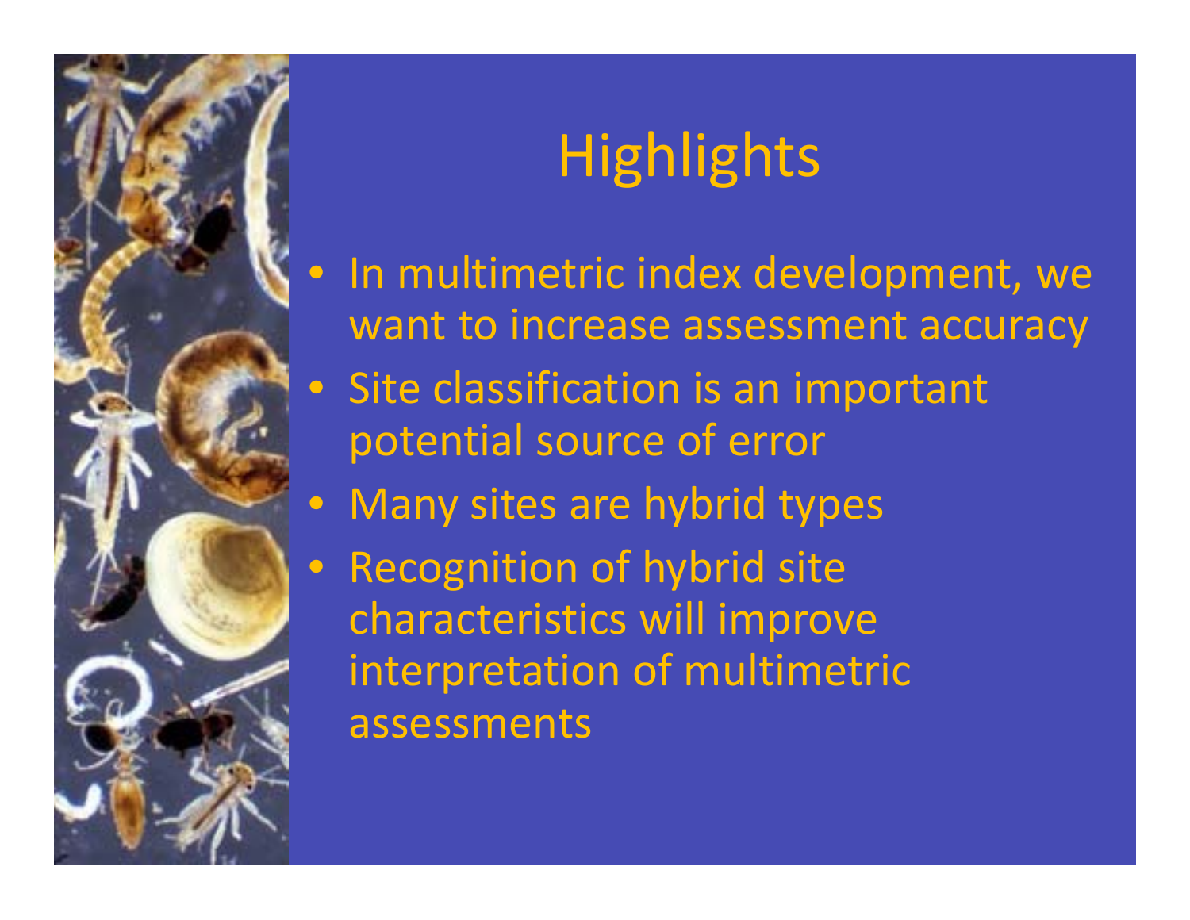# Highlights

- In multimetric index development, we want to increase assessment accuracy
- Site classification is an important potential source of error
- Many sites are hybrid types
- Recognition of hybrid site characteristics will improve interpretation of multimetric assessments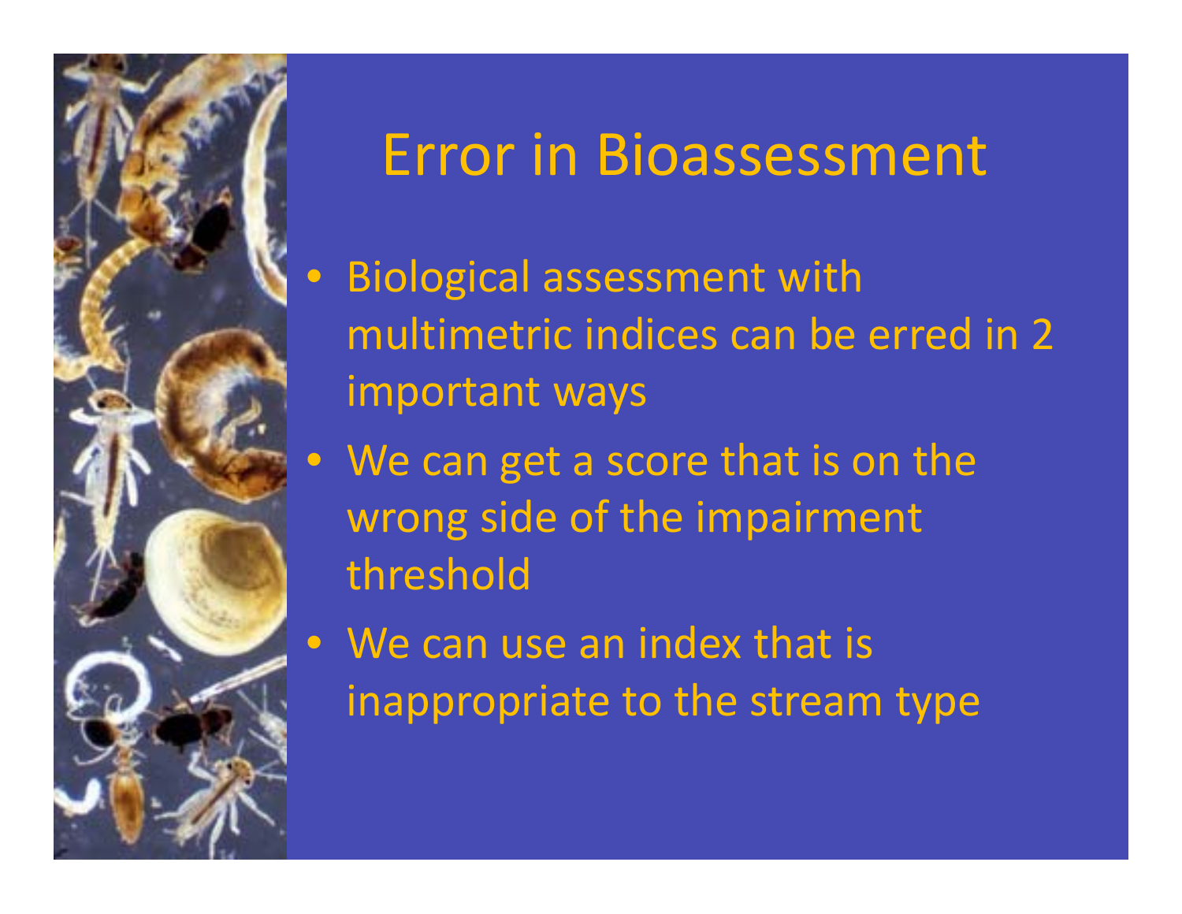# Error in Bioassessment

- Biological assessment with multimetric indices can be erred in 2 important ways
- We can get a score that is on the wrong side of the impairment threshold
- We can use an index that is inappropriate to the stream type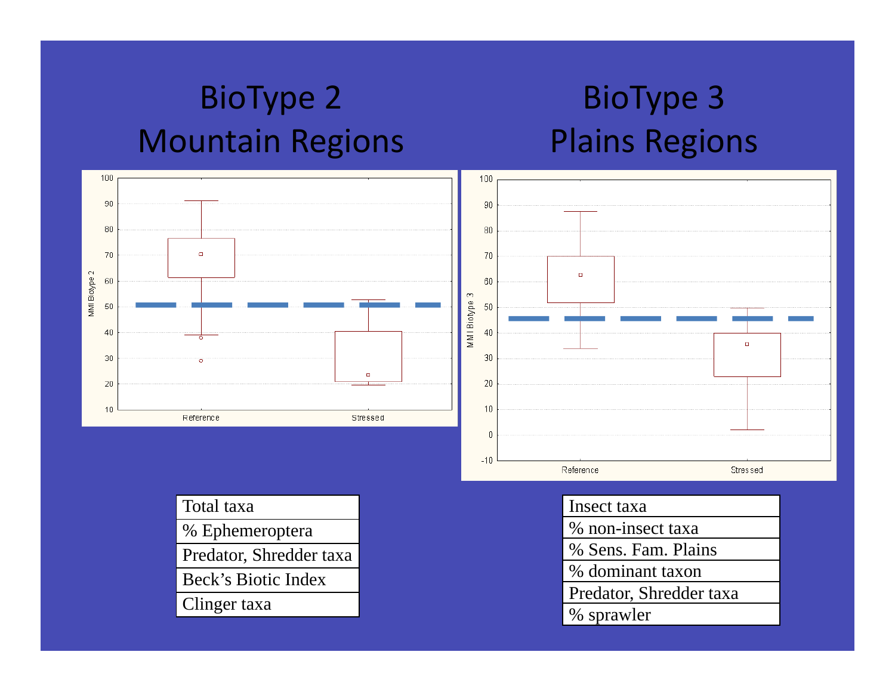# BioType 2
## Mountain Regions

| Total taxa |
|---|
| % Ephemeroptera |
| Predator, Shredder taxa |
| Beck's Biotic Index |
| Clinger taxa |

# BioType 3
## Plains Regions

| Insect taxa |
|---|
| % non-insect taxa |
| % Sens. Fam. Plains |
| % dominant taxon |
| Predator, Shredder taxa |
| % sprawler |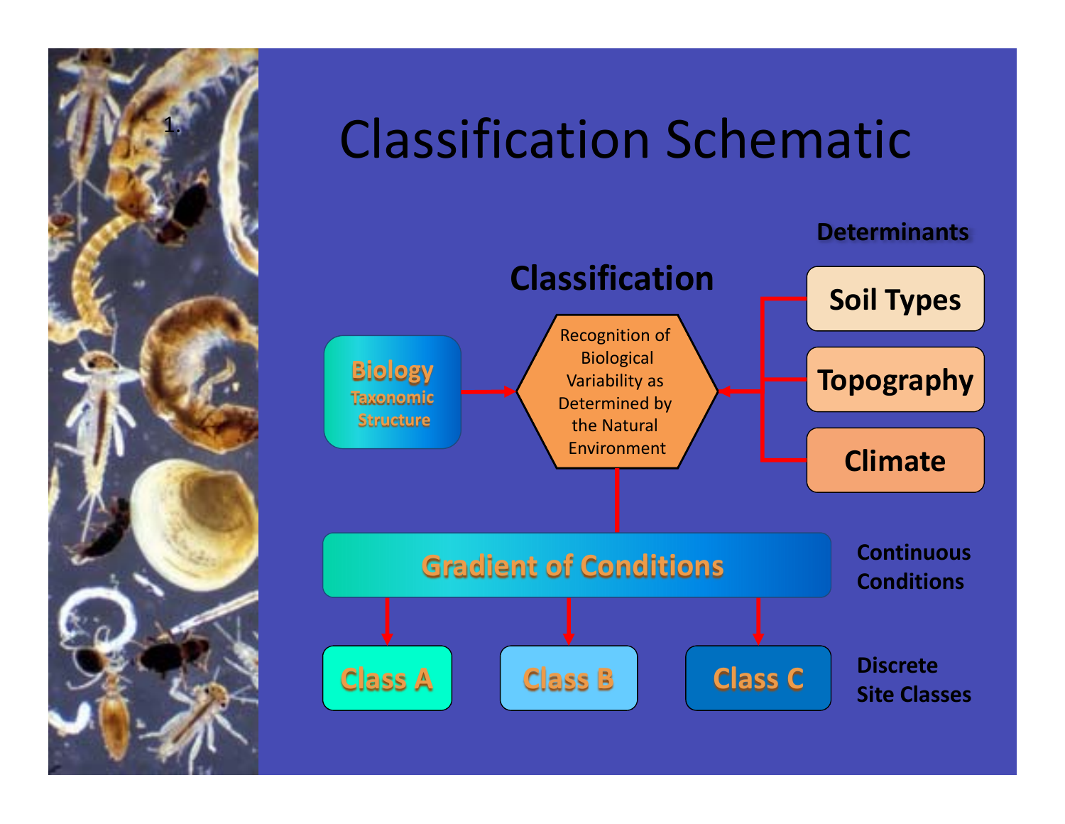# Classification Schematic

1.

**Determinants**

## Classification

**Biology**
Taxonomic Structure

Recognition of Biological Variability as Determined by the Natural Environment

**Soil Types**

**Topography**

**Climate**

**Gradient of Conditions**

**Continuous Conditions**

**Class A**

**Class B**

**Class C**

**Discrete Site Classes**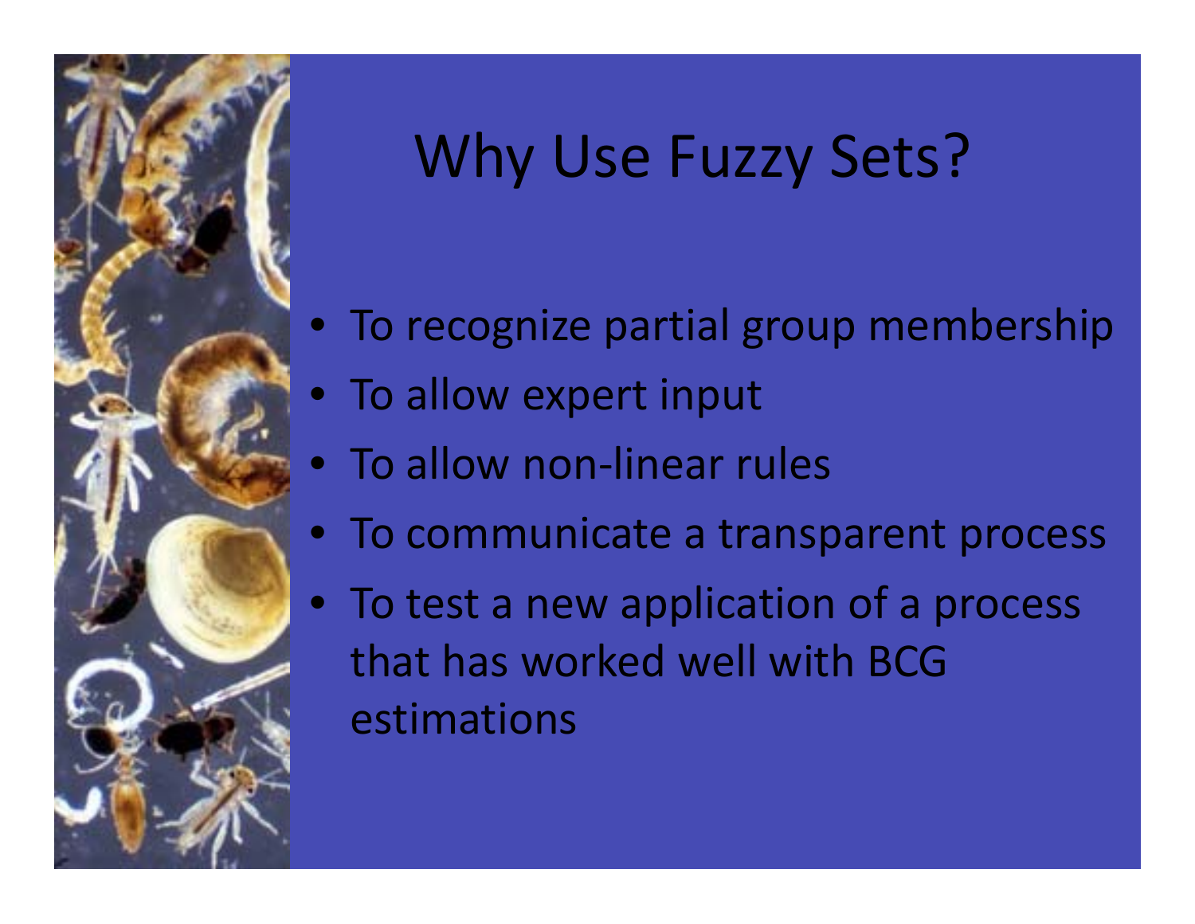# Why Use Fuzzy Sets?

- To recognize partial group membership
- To allow expert input
- To allow non-linear rules
- To communicate a transparent process
- To test a new application of a process that has worked well with BCG estimations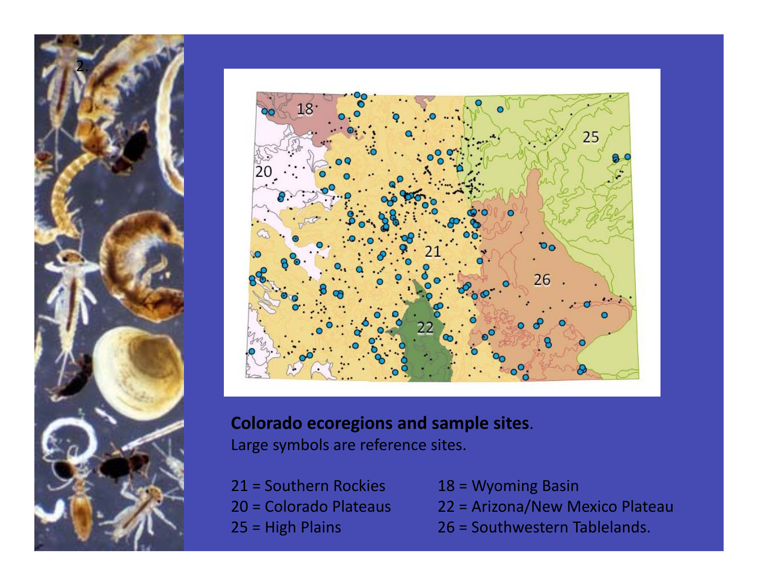**Colorado ecoregions and sample sites**.
Large symbols are reference sites.

21 = Southern Rockies
20 = Colorado Plateaus
25 = High Plains
18 = Wyoming Basin
22 = Arizona/New Mexico Plateau
26 = Southwestern Tablelands.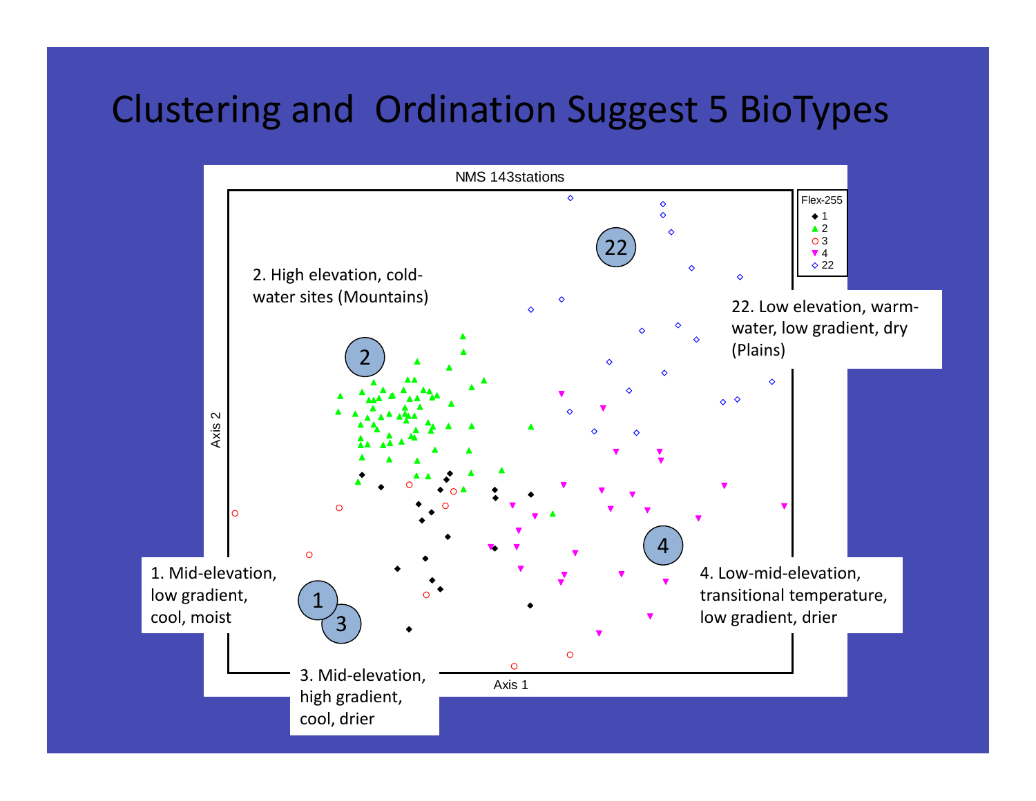# Clustering and Ordination Suggest 5 BioTypes

NMS 143stations

Flex-255
- 1
- 2
- 3
- 4
- 22

Axis 1

Axis 2

2. High elevation, cold-water sites (Mountains)

22. Low elevation, warm-water, low gradient, dry (Plains)

1. Mid-elevation, low gradient, cool, moist

3. Mid-elevation, high gradient, cool, drier

4. Low-mid-elevation, transitional temperature, low gradient, drier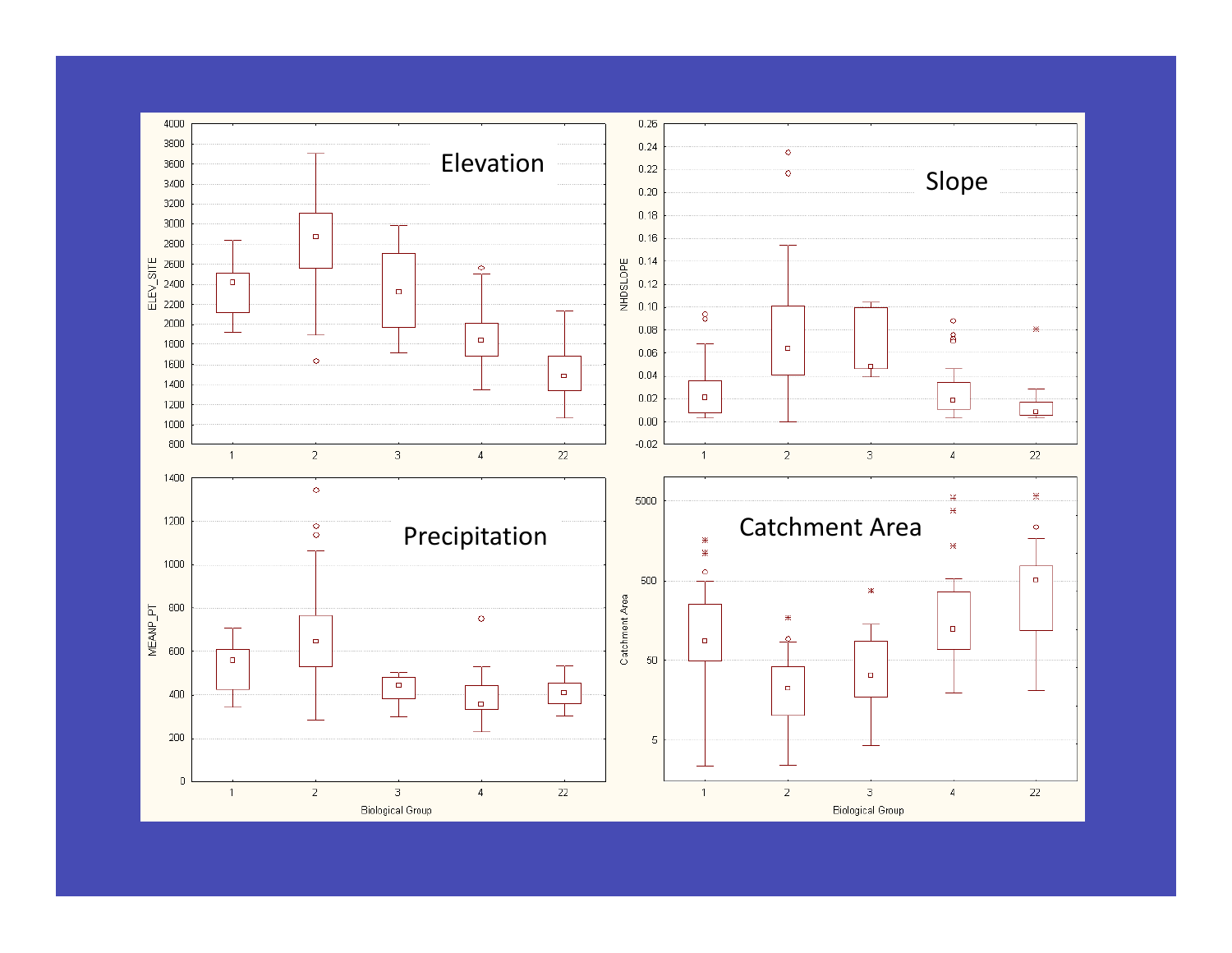Elevation

Slope

Precipitation

Catchment Area

ELEV_SITE

NHDSLOPE

MEANP_PT

Catchment Area

Biological Group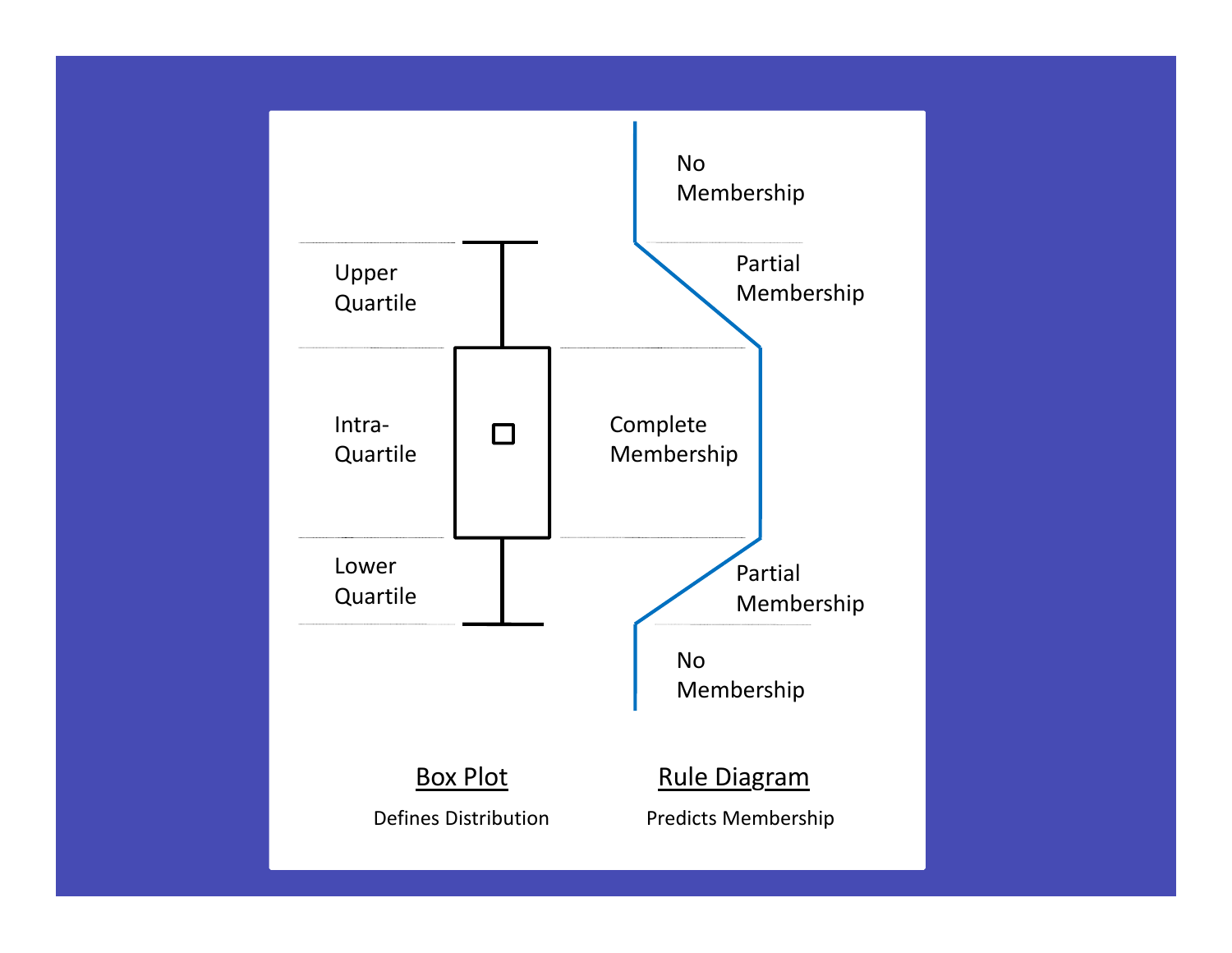Upper Quartile

Intra-Quartile

Lower Quartile

No Membership

Partial Membership

Complete Membership

Partial Membership

No Membership

**Box Plot**

Defines Distribution

**Rule Diagram**

Predicts Membership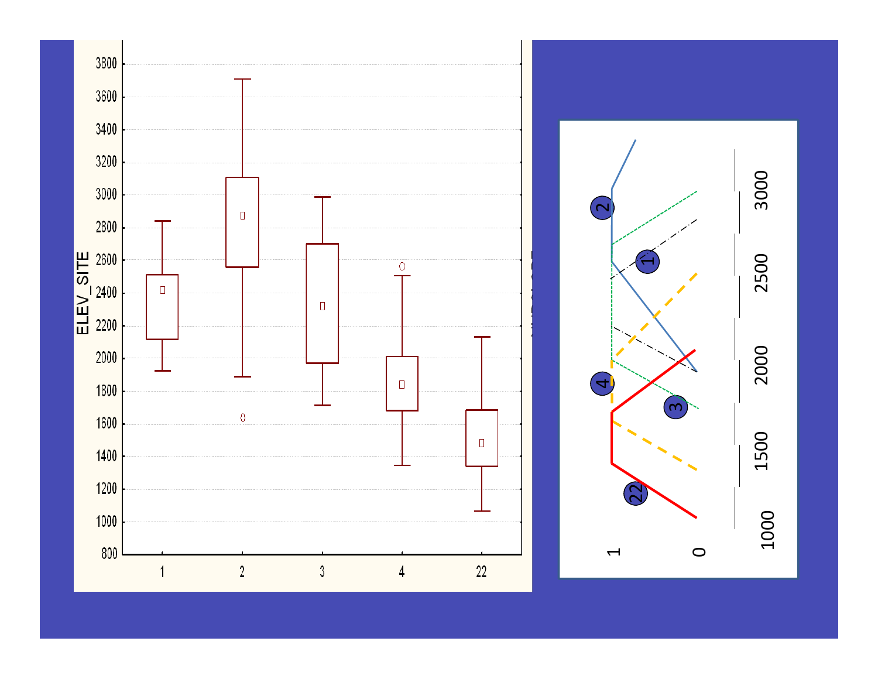ELEV_SITE

3800
3600
3400
3200
3000
2800
2600
2400
2200
2000
1800
1600
1400
1200
1000
800

1 2 3 4 22

2
1
4
3
22

1
0

3000
2500
2000
1500
1000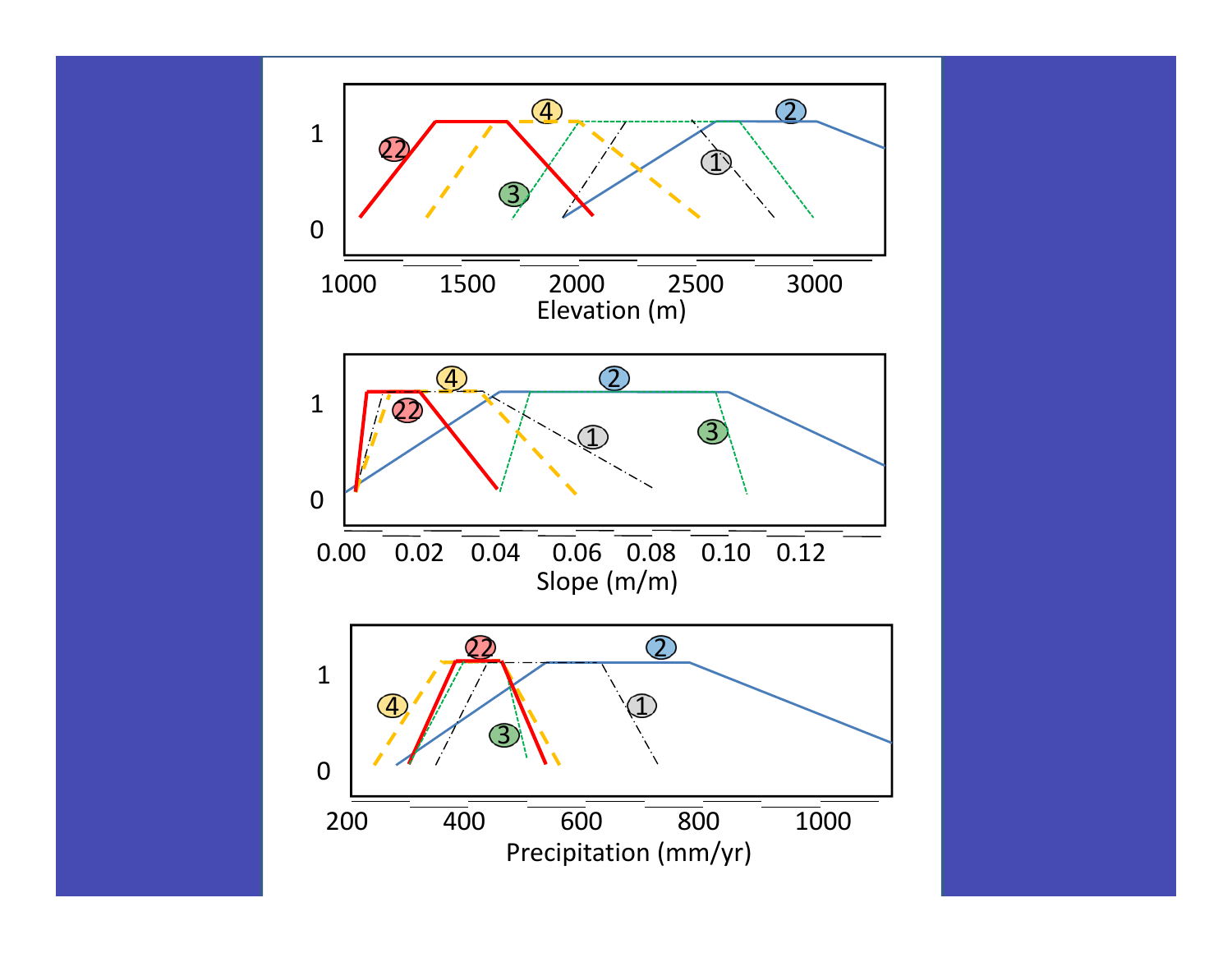1

0

1000 1500 2000 2500 3000

Elevation (m)

1

0

0.00 0.02 0.04 0.06 0.08 0.10 0.12

Slope (m/m)

1

0

200 400 600 800 1000

Precipitation (mm/yr)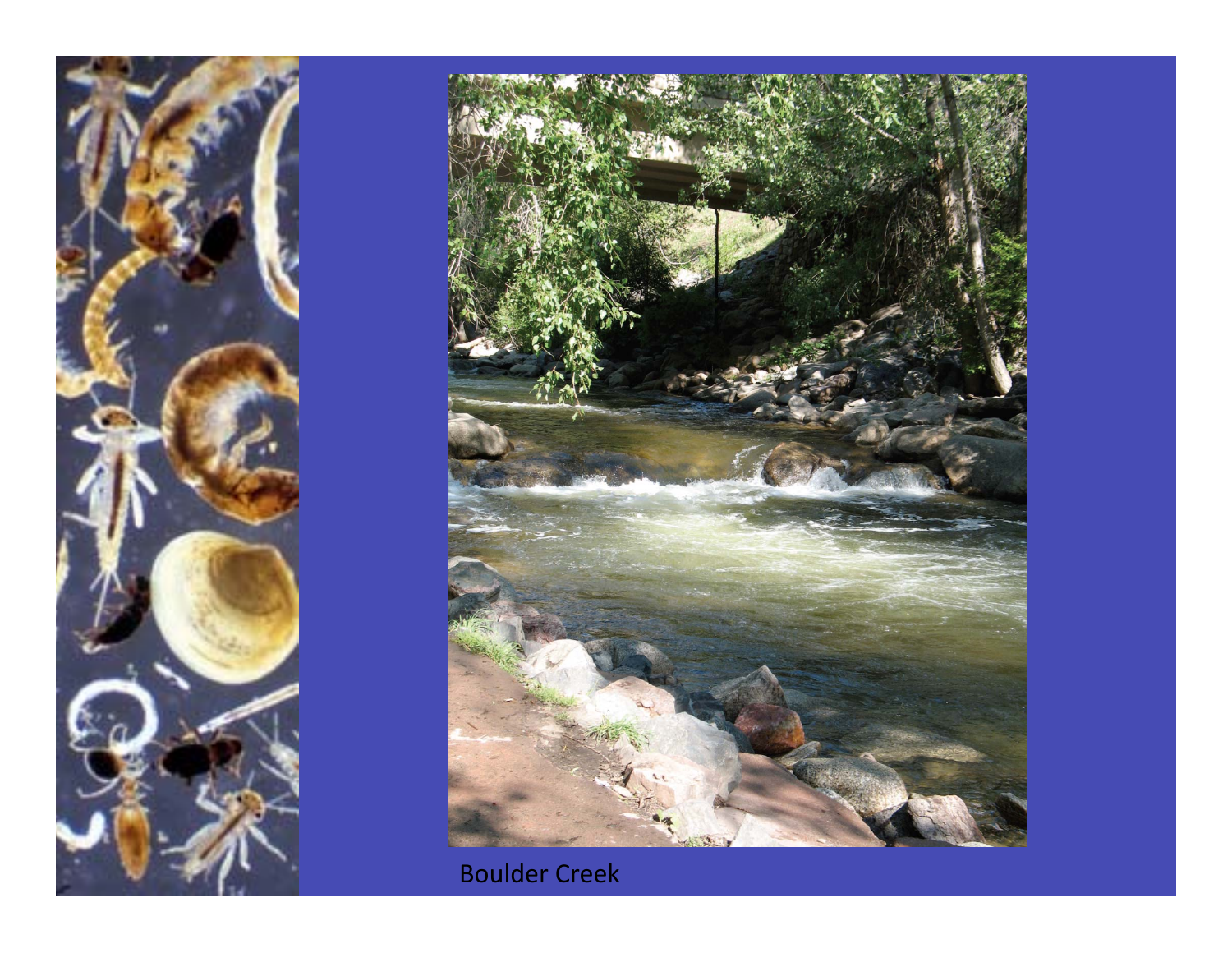Boulder Creek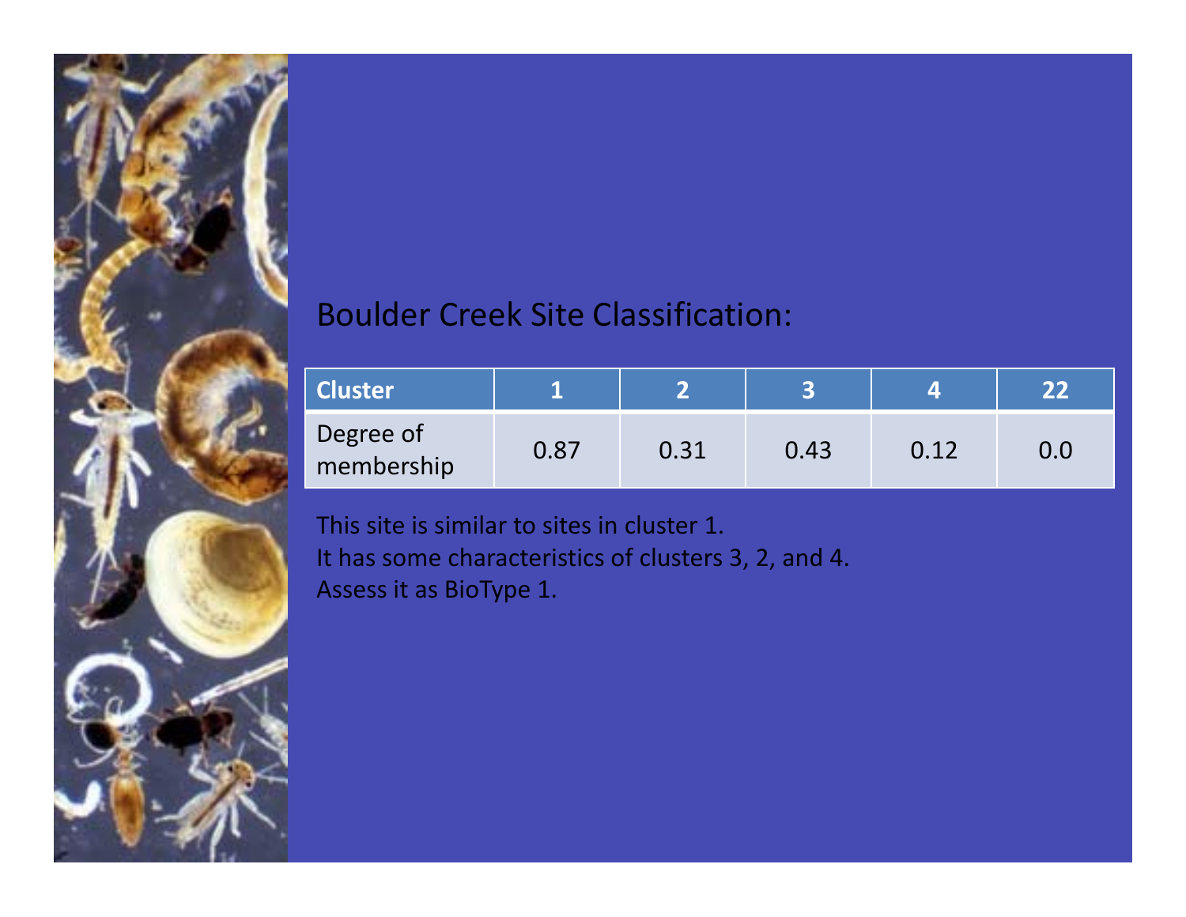Boulder Creek Site Classification:

| Cluster | 1 | 2 | 3 | 4 | 22 |
|---|---|---|---|---|---|
| Degree of membership | 0.87 | 0.31 | 0.43 | 0.12 | 0.0 |

This site is similar to sites in cluster 1.
It has some characteristics of clusters 3, 2, and 4.
Assess it as BioType 1.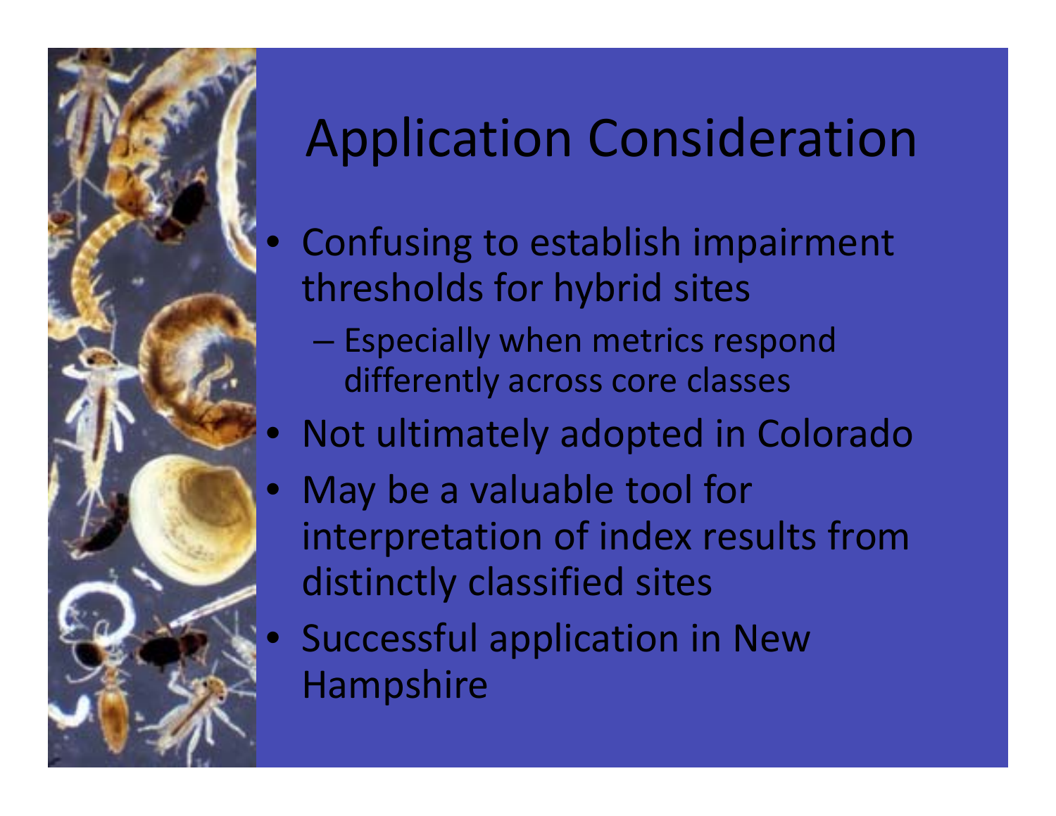# Application Consideration

- Confusing to establish impairment thresholds for hybrid sites
  - Especially when metrics respond differently across core classes
- Not ultimately adopted in Colorado
- May be a valuable tool for interpretation of index results from distinctly classified sites
- Successful application in New Hampshire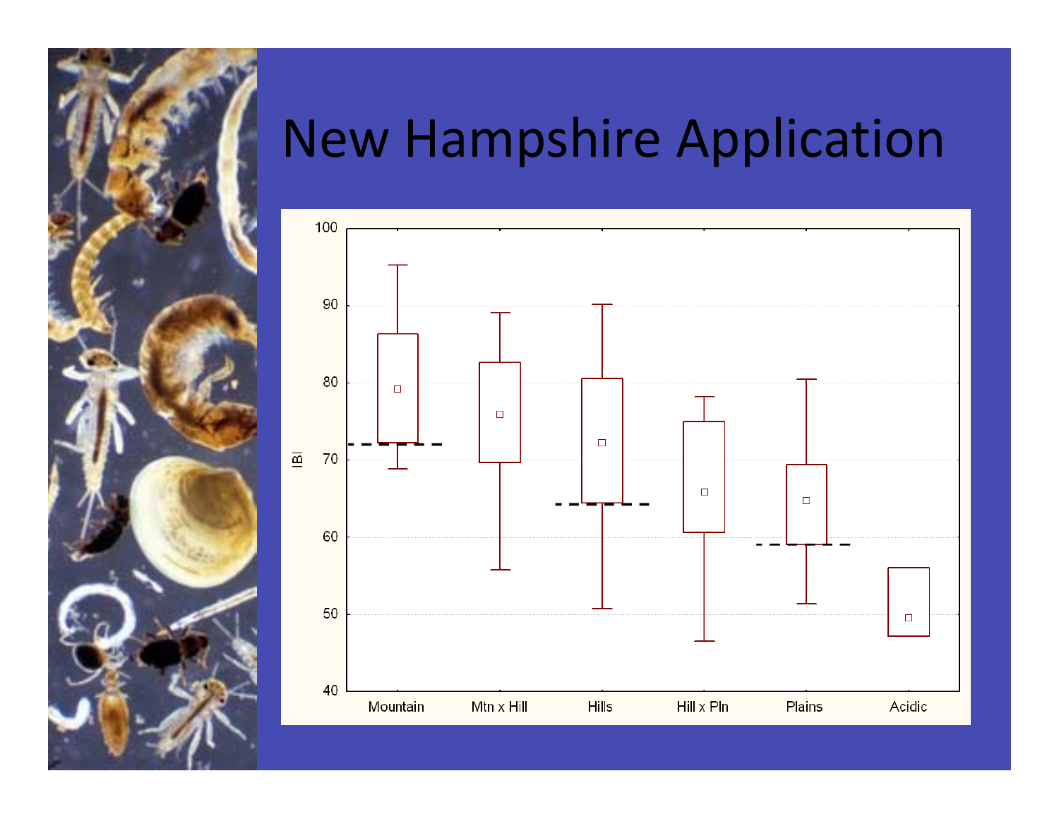# New Hampshire Application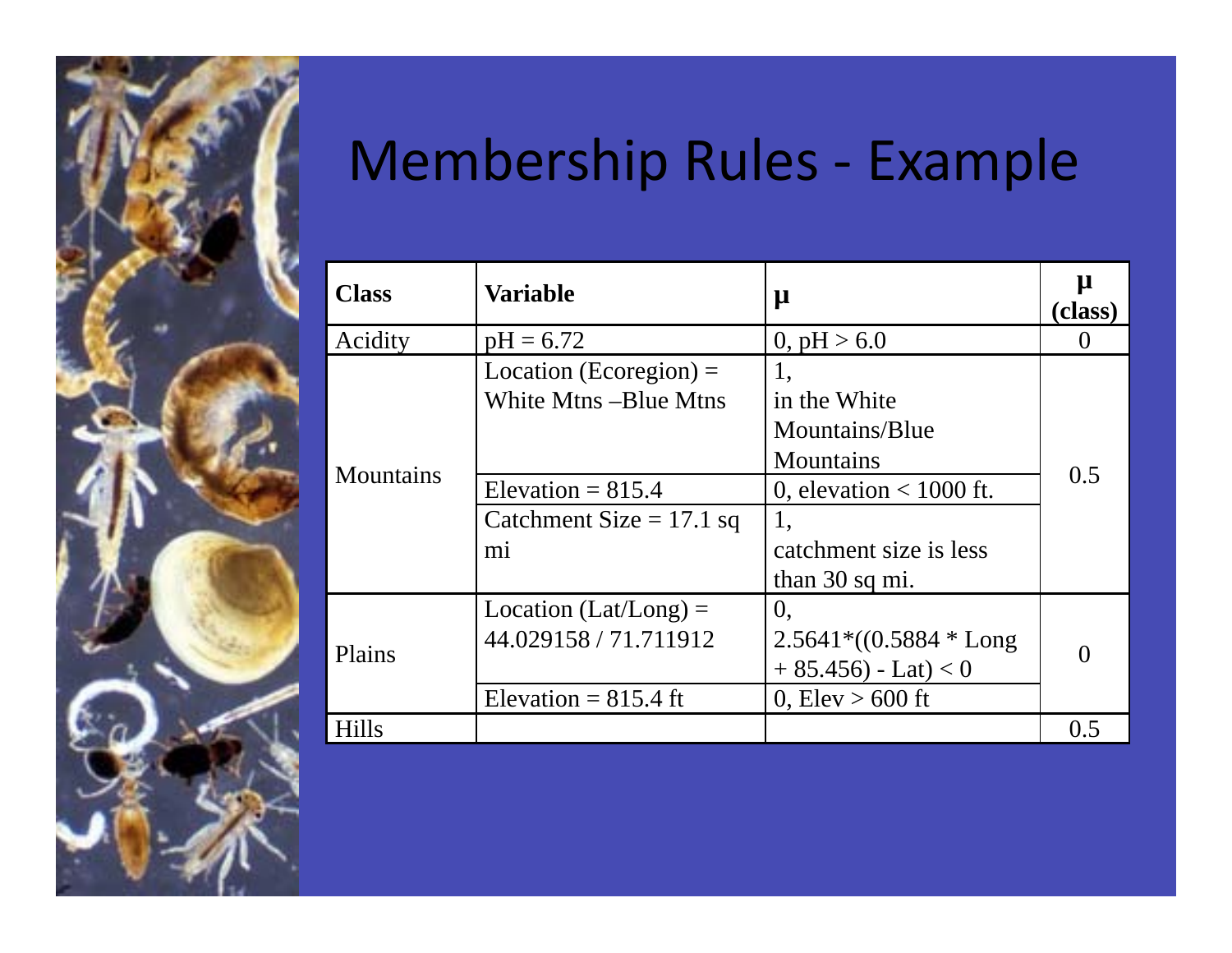# Membership Rules - Example

| **Class** | **Variable** | **μ** | **μ (class)** |
|---|---|---|---|
| Acidity | pH = 6.72 | 0, pH > 6.0 | 0 |
| Mountains | Location (Ecoregion) = White Mtns –Blue Mtns | 1, in the White Mountains/Blue Mountains | 0.5 |
| | Elevation = 815.4 | 0, elevation < 1000 ft. | |
| | Catchment Size = 17.1 sq mi | 1, catchment size is less than 30 sq mi. | |
| Plains | Location (Lat/Long) = 44.029158 / 71.711912 | 0, 2.5641*((0.5884 * Long + 85.456) - Lat) < 0 | 0 |
| | Elevation = 815.4 ft | 0, Elev > 600 ft | |
| Hills | | | 0.5 |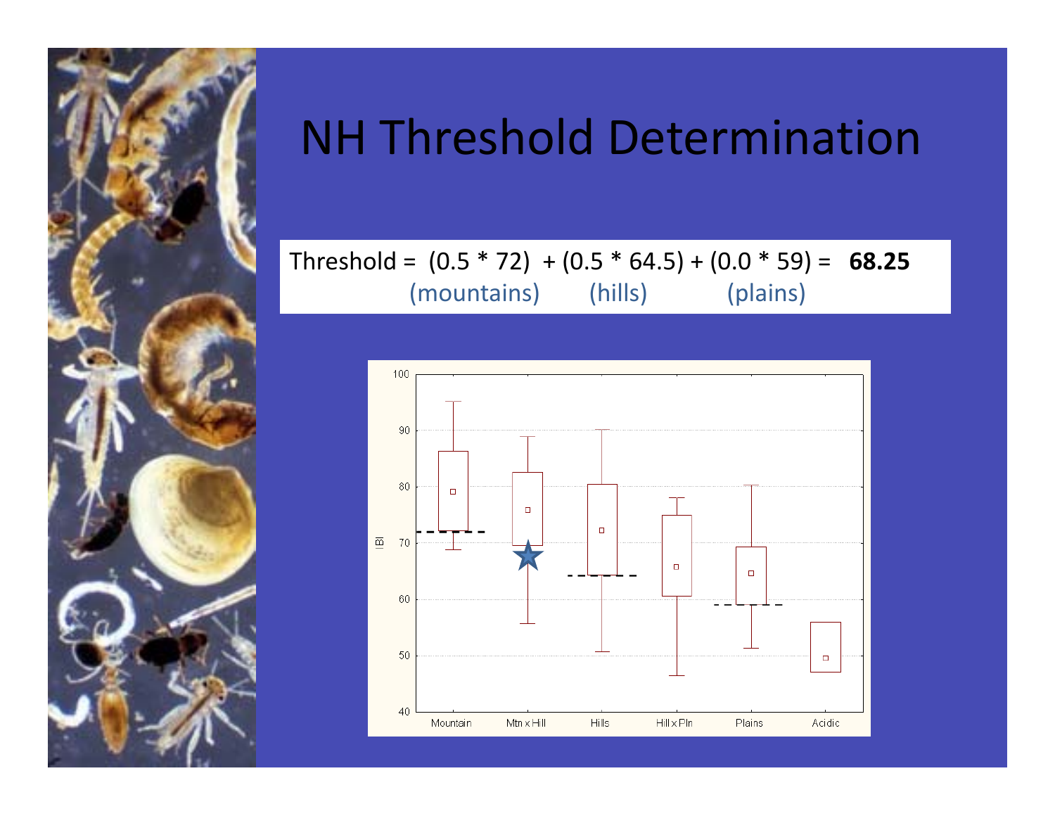# NH Threshold Determination

Threshold = (0.5 * 72) + (0.5 * 64.5) + (0.0 * 59) = **68.25**
(mountains) (hills) (plains)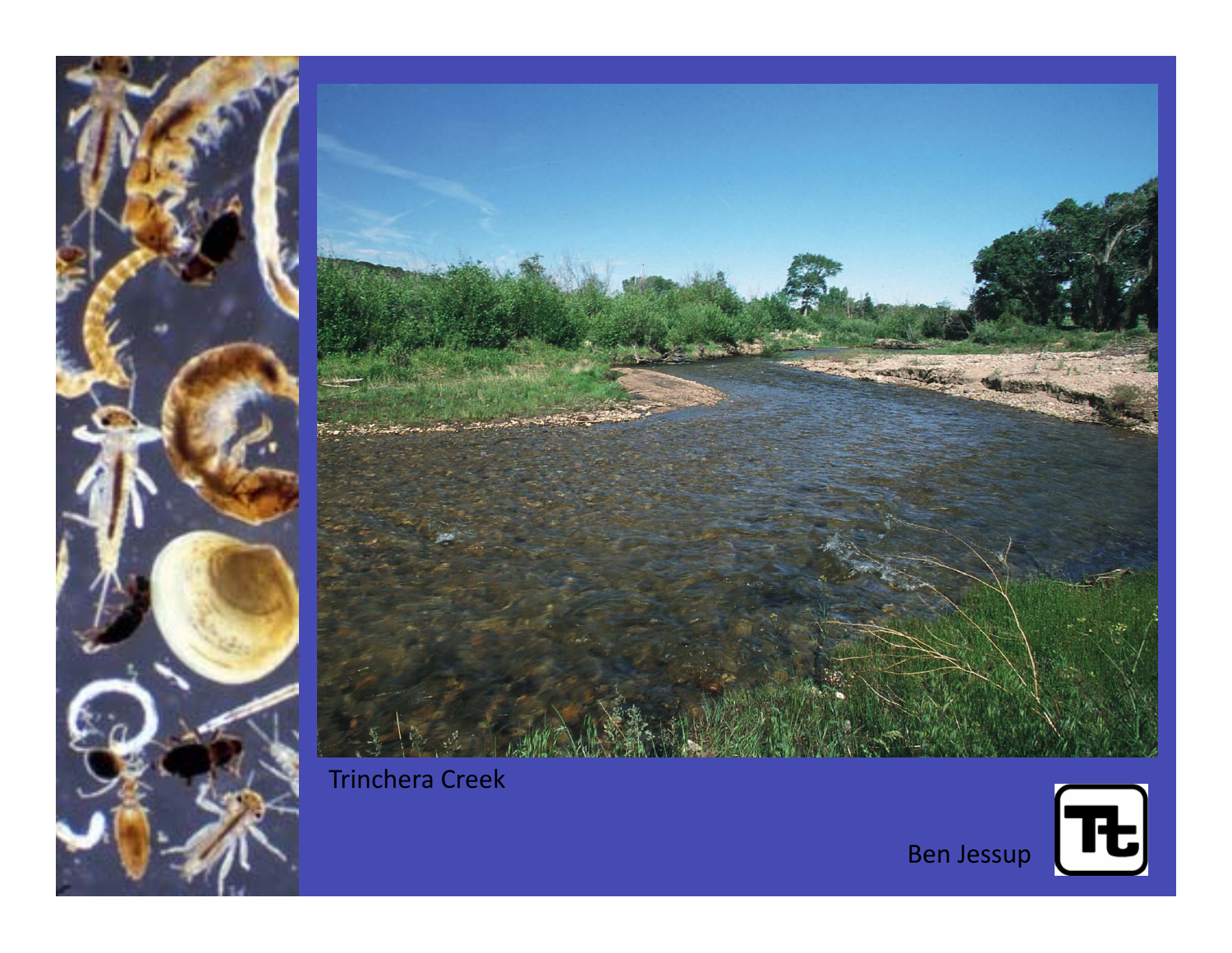Trinchera Creek

Ben Jessup